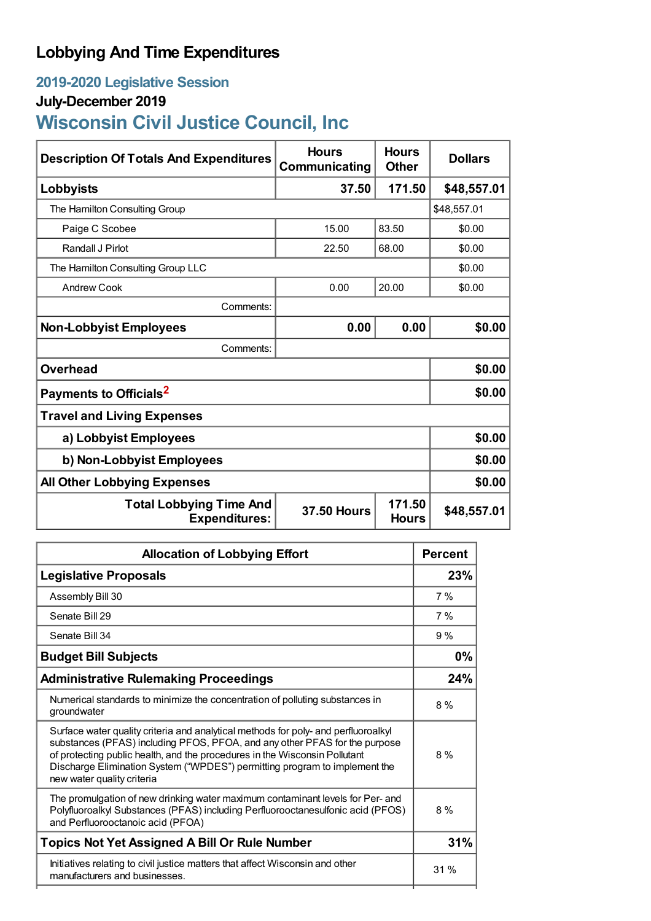# Lobbying And Time Expenditures

## 2019-2020 Legislative Session

### July-December 2019

## Wisconsin Civil Justice Council, Inc

| Description Of Totals And Expenditures | Hours Communicating | Hours Other | Dollars |
|---|---|---|---|
| **Lobbyists** | **37.50** | **171.50** | **$48,557.01** |
| The Hamilton Consulting Group | | | $48,557.01 |
| Paige C Scobee | 15.00 | 83.50 | $0.00 |
| Randall J Pirlot | 22.50 | 68.00 | $0.00 |
| The Hamilton Consulting Group LLC | | | $0.00 |
| Andrew Cook | 0.00 | 20.00 | $0.00 |
| Comments: | | | |
| **Non-Lobbyist Employees** | **0.00** | **0.00** | **$0.00** |
| Comments: | | | |
| **Overhead** | | | **$0.00** |
| **Payments to Officials**[2] | | | **$0.00** |
| **Travel and Living Expenses** | | | |
| **a) Lobbyist Employees** | | | **$0.00** |
| **b) Non-Lobbyist Employees** | | | **$0.00** |
| **All Other Lobbying Expenses** | | | **$0.00** |
| **Total Lobbying Time And Expenditures:** | **37.50 Hours** | **171.50 Hours** | **$48,557.01** |

| Allocation of Lobbying Effort | Percent |
|---|---|
| **Legislative Proposals** | **23%** |
| Assembly Bill 30 | 7 % |
| Senate Bill 29 | 7 % |
| Senate Bill 34 | 9 % |
| **Budget Bill Subjects** | **0%** |
| **Administrative Rulemaking Proceedings** | **24%** |
| Numerical standards to minimize the concentration of polluting substances in groundwater | 8 % |
| Surface water quality criteria and analytical methods for poly- and perfluoroalkyl substances (PFAS) including PFOS, PFOA, and any other PFAS for the purpose of protecting public health, and the procedures in the Wisconsin Pollutant Discharge Elimination System ("WPDES") permitting program to implement the new water quality criteria | 8 % |
| The promulgation of new drinking water maximum contaminant levels for Per- and Polyfluoroalkyl Substances (PFAS) including Perfluorooctanesulfonic acid (PFOS) and Perfluorooctanoic acid (PFOA) | 8 % |
| **Topics Not Yet Assigned A Bill Or Rule Number** | **31%** |
| Initiatives relating to civil justice matters that affect Wisconsin and other manufacturers and businesses. | 31 % |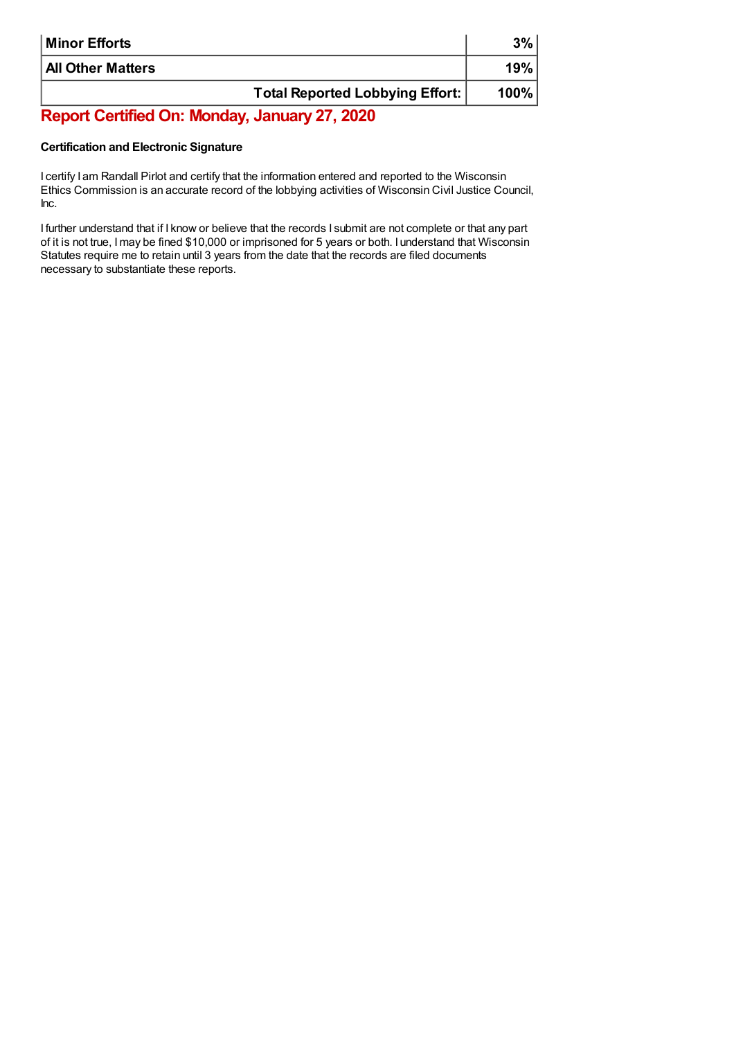| | |
|---|---|
| **Minor Efforts** | **3%** |
| **All Other Matters** | **19%** |
| **Total Reported Lobbying Effort:** | **100%** |

## Report Certified On: Monday, January 27, 2020

**Certification and Electronic Signature**

I certify I am Randall Pirlot and certify that the information entered and reported to the Wisconsin Ethics Commission is an accurate record of the lobbying activities of Wisconsin Civil Justice Council, Inc.

I further understand that if I know or believe that the records I submit are not complete or that any part of it is not true, I may be fined $10,000 or imprisoned for 5 years or both. I understand that Wisconsin Statutes require me to retain until 3 years from the date that the records are filed documents necessary to substantiate these reports.